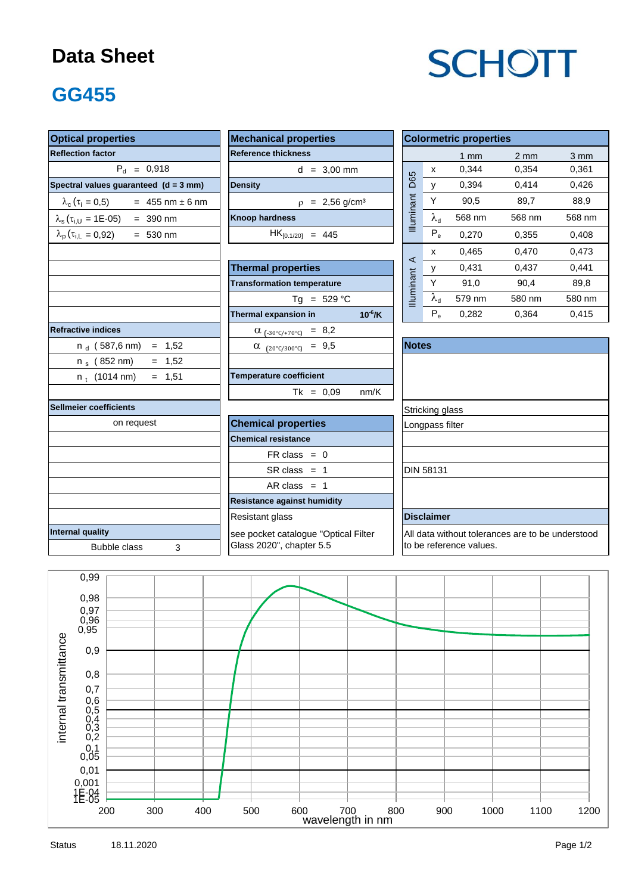# Data Sheet

**SCHOTT**

## GG455

### Optical properties

| Reflection factor | |
|---|---|
| $P_d$ = 0,918 | |

| Spectral values guaranteed (d = 3 mm) | |
|---|---|
| $\lambda_c$ ($\tau_i$ = 0,5) | = 455 nm ± 6 nm |
| $\lambda_s$ ($\tau_{i,U}$ = 1E-05) | = 390 nm |
| $\lambda_p$ ($\tau_{i,L}$ = 0,92) | = 530 nm |

| Refractive indices | |
|---|---|
| $n_d$ (587,6 nm) | = 1,52 |
| $n_s$ (852 nm) | = 1,52 |
| $n_t$ (1014 nm) | = 1,51 |

**Sellmeier coefficients**

on request

**Internal quality**

Bubble class 3

### Mechanical properties

| Reference thickness | |
|---|---|
| d = 3,00 mm | |
| **Density** | |
| $\rho$ = 2,56 g/cm³ | |
| **Knoop hardness** | |
| $HK_{[0.1/20]}$ = 445 | |

### Thermal properties

| Transformation temperature | |
|---|---|
| Tg = 529 °C | |
| **Thermal expansion in** | **$10^{-6}$/K** |
| $\alpha_{(-30°C/+70°C)}$ = 8,2 | |
| $\alpha_{(20°C/300°C)}$ = 9,5 | |
| **Temperature coefficient** | |
| Tk = 0,09 | nm/K |

### Chemical properties

| Chemical resistance | |
|---|---|
| FR class = 0 | |
| SR class = 1 | |
| AR class = 1 | |

**Resistance against humidity**

Resistant glass

see pocket catalogue "Optical Filter Glass 2020", chapter 5.5

### Colormetric properties

| | | 1 mm | 2 mm | 3 mm |
|---|---|---|---|---|
| Illuminant D65 | x | 0,344 | 0,354 | 0,361 |
| | y | 0,394 | 0,414 | 0,426 |
| | Y | 90,5 | 89,7 | 88,9 |
| | $\lambda_d$ | 568 nm | 568 nm | 568 nm |
| | $P_e$ | 0,270 | 0,355 | 0,408 |
| Illuminant A | x | 0,465 | 0,470 | 0,473 |
| | y | 0,431 | 0,437 | 0,441 |
| | Y | 91,0 | 90,4 | 89,8 |
| | $\lambda_d$ | 579 nm | 580 nm | 580 nm |
| | $P_e$ | 0,282 | 0,364 | 0,415 |

### Notes

Stricking glass

Longpass filter

DIN 58131

### Disclaimer

All data without tolerances are to be understood to be reference values.

Status 18.11.2020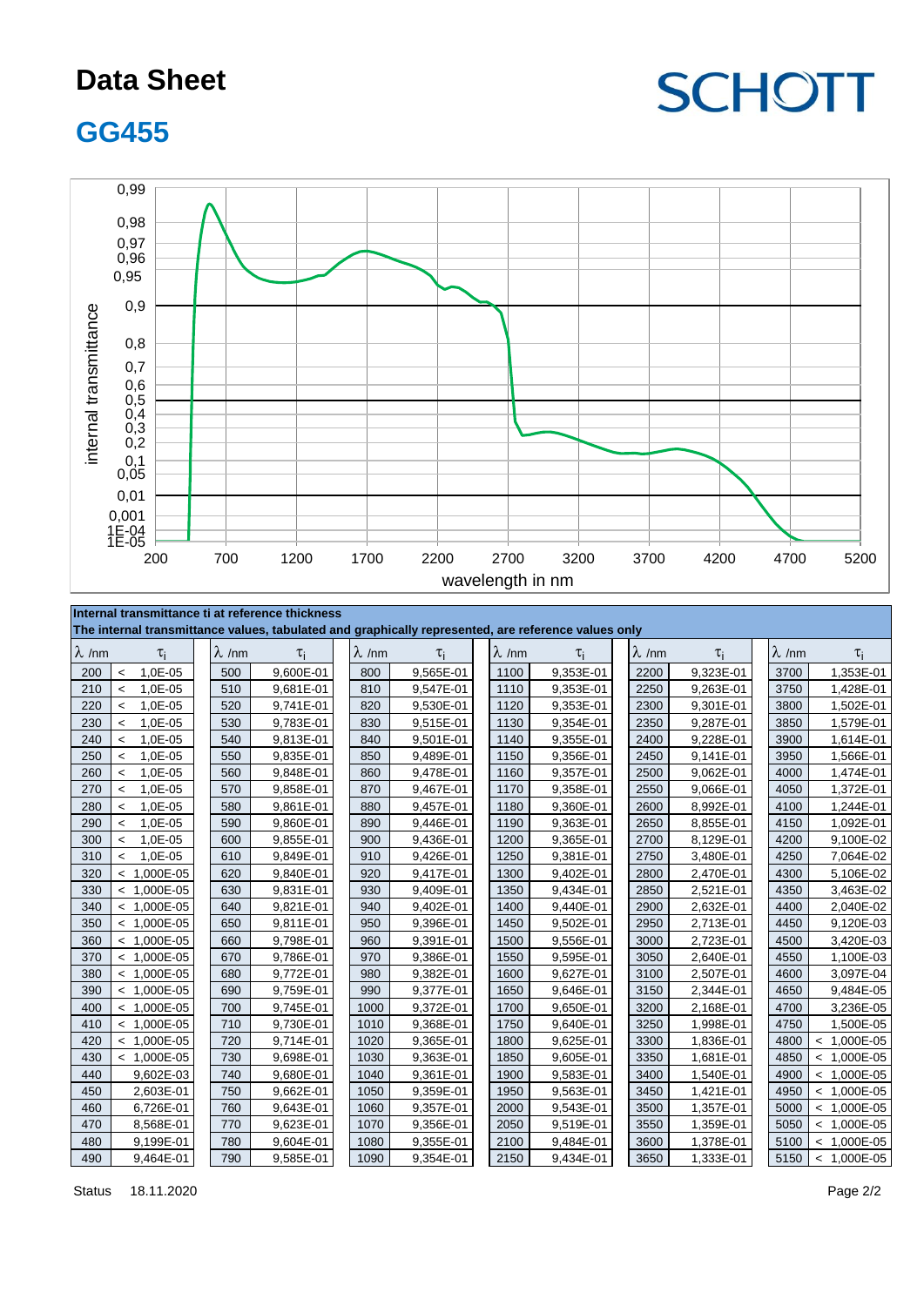# Data Sheet

SCHOTT

## GG455

0,99
0,98
0,97
0,96
0,95
0,9
0,8
0,7
0,6
0,5
0,4
0,3
0,2
0,1
0,05
0,01
0,001
1E-04
1E-05

internal transmittance

200 700 1200 1700 2200 2700 3200 3700 4200 4700 5200

wavelength in nm

**Internal transmittance ti at reference thickness**

**The internal transmittance values, tabulated and graphically represented, are reference values only**

| λ /nm | $\tau_i$ | λ /nm | $\tau_i$ | λ /nm | $\tau_i$ | λ /nm | $\tau_i$ | λ /nm | $\tau_i$ | λ /nm | $\tau_i$ |
|---|---|---|---|---|---|---|---|---|---|---|---|
| 200 | < 1,0E-05 | 500 | 9,600E-01 | 800 | 9,565E-01 | 1100 | 9,353E-01 | 2200 | 9,323E-01 | 3700 | 1,353E-01 |
| 210 | < 1,0E-05 | 510 | 9,681E-01 | 810 | 9,547E-01 | 1110 | 9,353E-01 | 2250 | 9,263E-01 | 3750 | 1,428E-01 |
| 220 | < 1,0E-05 | 520 | 9,741E-01 | 820 | 9,530E-01 | 1120 | 9,353E-01 | 2300 | 9,301E-01 | 3800 | 1,502E-01 |
| 230 | < 1,0E-05 | 530 | 9,783E-01 | 830 | 9,515E-01 | 1130 | 9,354E-01 | 2350 | 9,287E-01 | 3850 | 1,579E-01 |
| 240 | < 1,0E-05 | 540 | 9,813E-01 | 840 | 9,501E-01 | 1140 | 9,355E-01 | 2400 | 9,228E-01 | 3900 | 1,614E-01 |
| 250 | < 1,0E-05 | 550 | 9,835E-01 | 850 | 9,489E-01 | 1150 | 9,356E-01 | 2450 | 9,141E-01 | 3950 | 1,566E-01 |
| 260 | < 1,0E-05 | 560 | 9,848E-01 | 860 | 9,478E-01 | 1160 | 9,357E-01 | 2500 | 9,062E-01 | 4000 | 1,474E-01 |
| 270 | < 1,0E-05 | 570 | 9,858E-01 | 870 | 9,467E-01 | 1170 | 9,358E-01 | 2550 | 9,066E-01 | 4050 | 1,372E-01 |
| 280 | < 1,0E-05 | 580 | 9,861E-01 | 880 | 9,457E-01 | 1180 | 9,360E-01 | 2600 | 8,992E-01 | 4100 | 1,244E-01 |
| 290 | < 1,0E-05 | 590 | 9,860E-01 | 890 | 9,446E-01 | 1190 | 9,363E-01 | 2650 | 8,855E-01 | 4150 | 1,092E-01 |
| 300 | < 1,0E-05 | 600 | 9,855E-01 | 900 | 9,436E-01 | 1200 | 9,365E-01 | 2700 | 8,129E-01 | 4200 | 9,100E-02 |
| 310 | < 1,0E-05 | 610 | 9,849E-01 | 910 | 9,426E-01 | 1250 | 9,381E-01 | 2750 | 3,480E-01 | 4250 | 7,064E-02 |
| 320 | < 1,000E-05 | 620 | 9,840E-01 | 920 | 9,417E-01 | 1300 | 9,402E-01 | 2800 | 2,470E-01 | 4300 | 5,106E-02 |
| 330 | < 1,000E-05 | 630 | 9,831E-01 | 930 | 9,409E-01 | 1350 | 9,434E-01 | 2850 | 2,521E-01 | 4350 | 3,463E-02 |
| 340 | < 1,000E-05 | 640 | 9,821E-01 | 940 | 9,402E-01 | 1400 | 9,440E-01 | 2900 | 2,632E-01 | 4400 | 2,040E-02 |
| 350 | < 1,000E-05 | 650 | 9,811E-01 | 950 | 9,396E-01 | 1450 | 9,502E-01 | 2950 | 2,713E-01 | 4450 | 9,120E-03 |
| 360 | < 1,000E-05 | 660 | 9,798E-01 | 960 | 9,391E-01 | 1500 | 9,556E-01 | 3000 | 2,723E-01 | 4500 | 3,420E-03 |
| 370 | < 1,000E-05 | 670 | 9,786E-01 | 970 | 9,386E-01 | 1550 | 9,595E-01 | 3050 | 2,640E-01 | 4550 | 1,100E-03 |
| 380 | < 1,000E-05 | 680 | 9,772E-01 | 980 | 9,382E-01 | 1600 | 9,627E-01 | 3100 | 2,507E-01 | 4600 | 3,097E-04 |
| 390 | < 1,000E-05 | 690 | 9,759E-01 | 990 | 9,377E-01 | 1650 | 9,646E-01 | 3150 | 2,344E-01 | 4650 | 9,484E-05 |
| 400 | < 1,000E-05 | 700 | 9,745E-01 | 1000 | 9,372E-01 | 1700 | 9,650E-01 | 3200 | 2,168E-01 | 4700 | 3,236E-05 |
| 410 | < 1,000E-05 | 710 | 9,730E-01 | 1010 | 9,368E-01 | 1750 | 9,640E-01 | 3250 | 1,998E-01 | 4750 | 1,500E-05 |
| 420 | < 1,000E-05 | 720 | 9,714E-01 | 1020 | 9,365E-01 | 1800 | 9,625E-01 | 3300 | 1,836E-01 | 4800 | < 1,000E-05 |
| 430 | < 1,000E-05 | 730 | 9,698E-01 | 1030 | 9,363E-01 | 1850 | 9,605E-01 | 3350 | 1,681E-01 | 4850 | < 1,000E-05 |
| 440 | 9,602E-03 | 740 | 9,680E-01 | 1040 | 9,361E-01 | 1900 | 9,583E-01 | 3400 | 1,540E-01 | 4900 | < 1,000E-05 |
| 450 | 2,603E-01 | 750 | 9,662E-01 | 1050 | 9,359E-01 | 1950 | 9,563E-01 | 3450 | 1,421E-01 | 4950 | < 1,000E-05 |
| 460 | 6,726E-01 | 760 | 9,643E-01 | 1060 | 9,357E-01 | 2000 | 9,543E-01 | 3500 | 1,357E-01 | 5000 | < 1,000E-05 |
| 470 | 8,568E-01 | 770 | 9,623E-01 | 1070 | 9,356E-01 | 2050 | 9,519E-01 | 3550 | 1,359E-01 | 5050 | < 1,000E-05 |
| 480 | 9,199E-01 | 780 | 9,604E-01 | 1080 | 9,355E-01 | 2100 | 9,484E-01 | 3600 | 1,378E-01 | 5100 | < 1,000E-05 |
| 490 | 9,464E-01 | 790 | 9,585E-01 | 1090 | 9,354E-01 | 2150 | 9,434E-01 | 3650 | 1,333E-01 | 5150 | < 1,000E-05 |

Status 18.11.2020